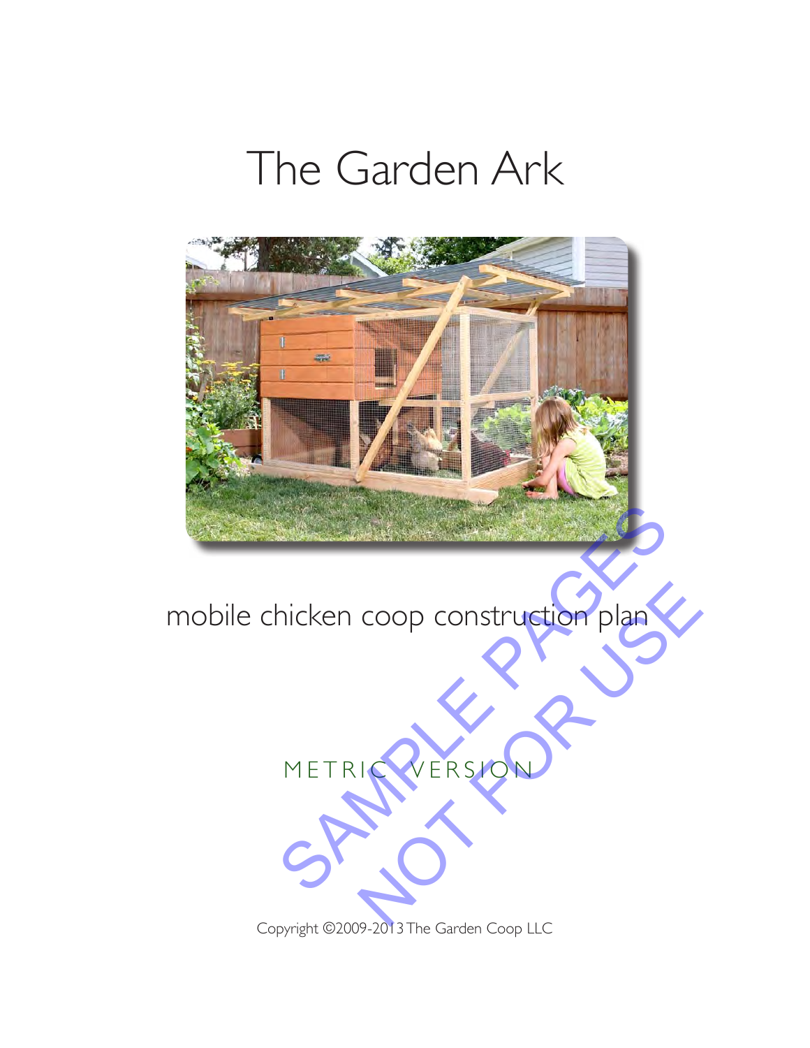# The Garden Ark

mobile chicken coop construction plan

METRIC VERSION

SAMPLE PAGES NOT FOR USE

Copyright ©2009-2013 The Garden Coop LLC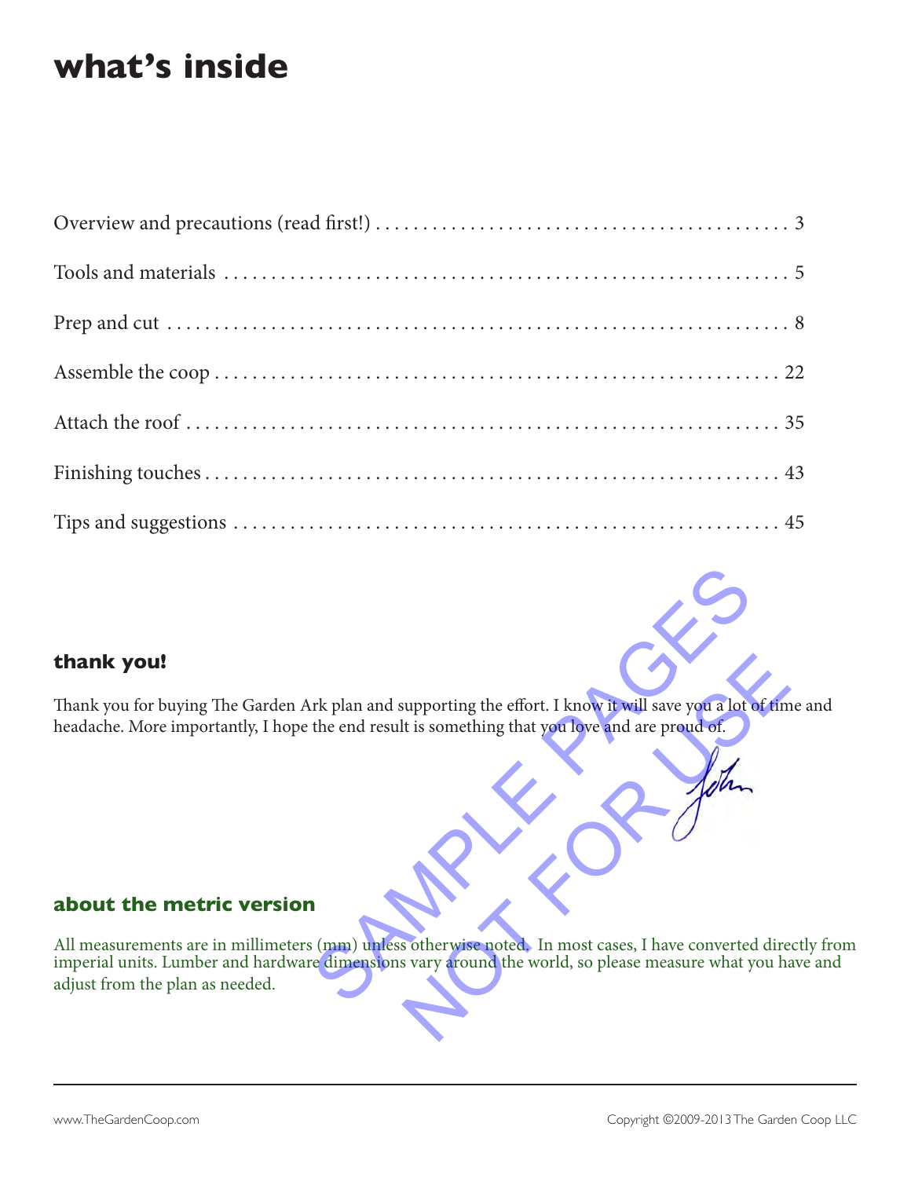# what's inside

Overview and precautions (read first!) . . . . . . . . . . . . . . . . . . . . . . . . . . . . . . . . . . . . . . . . . . . 3

Tools and materials . . . . . . . . . . . . . . . . . . . . . . . . . . . . . . . . . . . . . . . . . . . . . . . . . . . . . . . . . 5

Prep and cut . . . . . . . . . . . . . . . . . . . . . . . . . . . . . . . . . . . . . . . . . . . . . . . . . . . . . . . . . . . . . . 8

Assemble the coop . . . . . . . . . . . . . . . . . . . . . . . . . . . . . . . . . . . . . . . . . . . . . . . . . . . . . . . . . 22

Attach the roof . . . . . . . . . . . . . . . . . . . . . . . . . . . . . . . . . . . . . . . . . . . . . . . . . . . . . . . . . . . 35

Finishing touches . . . . . . . . . . . . . . . . . . . . . . . . . . . . . . . . . . . . . . . . . . . . . . . . . . . . . . . . . 43

Tips and suggestions . . . . . . . . . . . . . . . . . . . . . . . . . . . . . . . . . . . . . . . . . . . . . . . . . . . . . . . 45

SAMPLE PAGES NOT FOR USE

## thank you!

Thank you for buying The Garden Ark plan and supporting the effort. I know it will save you a lot of time and headache. More importantly, I hope the end result is something that you love and are proud of.

John

## about the metric version

All measurements are in millimeters (mm) unless otherwise noted. In most cases, I have converted directly from imperial units. Lumber and hardware dimensions vary around the world, so please measure what you have and adjust from the plan as needed.

www.TheGardenCoop.com

Copyright ©2009-2013 The Garden Coop LLC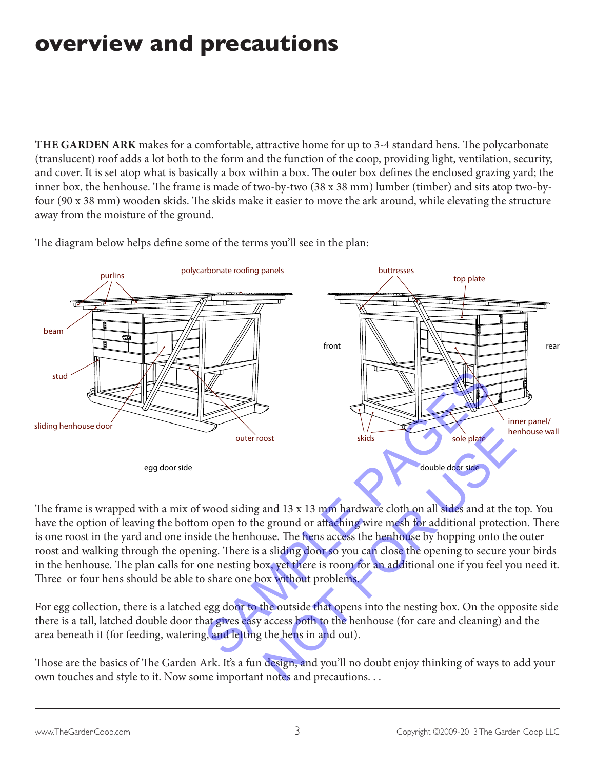# overview and precautions

**THE GARDEN ARK** makes for a comfortable, attractive home for up to 3-4 standard hens. The polycarbonate (translucent) roof adds a lot both to the form and the function of the coop, providing light, ventilation, security, and cover. It is set atop what is basically a box within a box. The outer box defines the enclosed grazing yard; the inner box, the henhouse. The frame is made of two-by-two (38 x 38 mm) lumber (timber) and sits atop two-by-four (90 x 38 mm) wooden skids. The skids make it easier to move the ark around, while elevating the structure away from the moisture of the ground.

The diagram below helps define some of the terms you'll see in the plan:

purlins, polycarbonate roofing panels, beam, stud, sliding henhouse door, outer roost

egg door side

buttresses, top plate, front, rear, skids, sole plate, inner panel/henhouse wall

double door side

The frame is wrapped with a mix of wood siding and 13 x 13 mm hardware cloth on all sides and at the top. You have the option of leaving the bottom open to the ground or attaching wire mesh for additional protection. There is one roost in the yard and one inside the henhouse. The hens access the henhouse by hopping onto the outer roost and walking through the opening. There is a sliding door so you can close the opening to secure your birds in the henhouse. The plan calls for one nesting box, yet there is room for an additional one if you feel you need it. Three or four hens should be able to share one box without problems.

For egg collection, there is a latched egg door to the outside that opens into the nesting box. On the opposite side there is a tall, latched double door that gives easy access both to the henhouse (for care and cleaning) and the area beneath it (for feeding, watering, and letting the hens in and out).

Those are the basics of The Garden Ark. It's a fun design, and you'll no doubt enjoy thinking of ways to add your own touches and style to it. Now some important notes and precautions. . .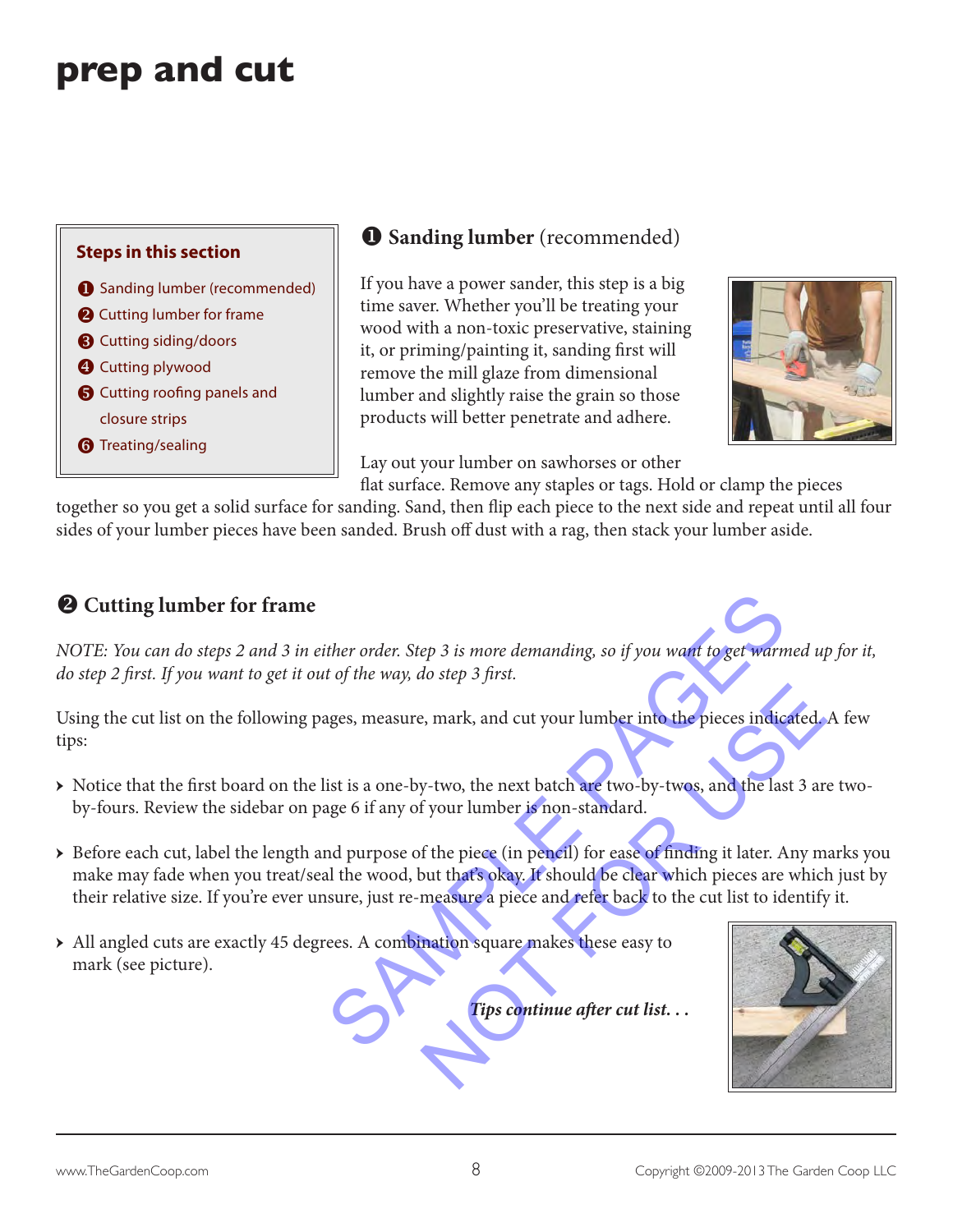# prep and cut

**Steps in this section**

1. Sanding lumber (recommended)
2. Cutting lumber for frame
3. Cutting siding/doors
4. Cutting plywood
5. Cutting roofing panels and closure strips
6. Treating/sealing

## ❶ Sanding lumber (recommended)

If you have a power sander, this step is a big time saver. Whether you'll be treating your wood with a non-toxic preservative, staining it, or priming/painting it, sanding first will remove the mill glaze from dimensional lumber and slightly raise the grain so those products will better penetrate and adhere.

Lay out your lumber on sawhorses or other flat surface. Remove any staples or tags. Hold or clamp the pieces together so you get a solid surface for sanding. Sand, then flip each piece to the next side and repeat until all four sides of your lumber pieces have been sanded. Brush off dust with a rag, then stack your lumber aside.

## ❷ Cutting lumber for frame

*NOTE: You can do steps 2 and 3 in either order. Step 3 is more demanding, so if you want to get warmed up for it, do step 2 first. If you want to get it out of the way, do step 3 first.*

Using the cut list on the following pages, measure, mark, and cut your lumber into the pieces indicated. A few tips:

- Notice that the first board on the list is a one-by-two, the next batch are two-by-twos, and the last 3 are two-by-fours. Review the sidebar on page 6 if any of your lumber is non-standard.
- Before each cut, label the length and purpose of the piece (in pencil) for ease of finding it later. Any marks you make may fade when you treat/seal the wood, but that's okay. It should be clear which pieces are which just by their relative size. If you're ever unsure, just re-measure a piece and refer back to the cut list to identify it.
- All angled cuts are exactly 45 degrees. A combination square makes these easy to mark (see picture).

***Tips continue after cut list. . .***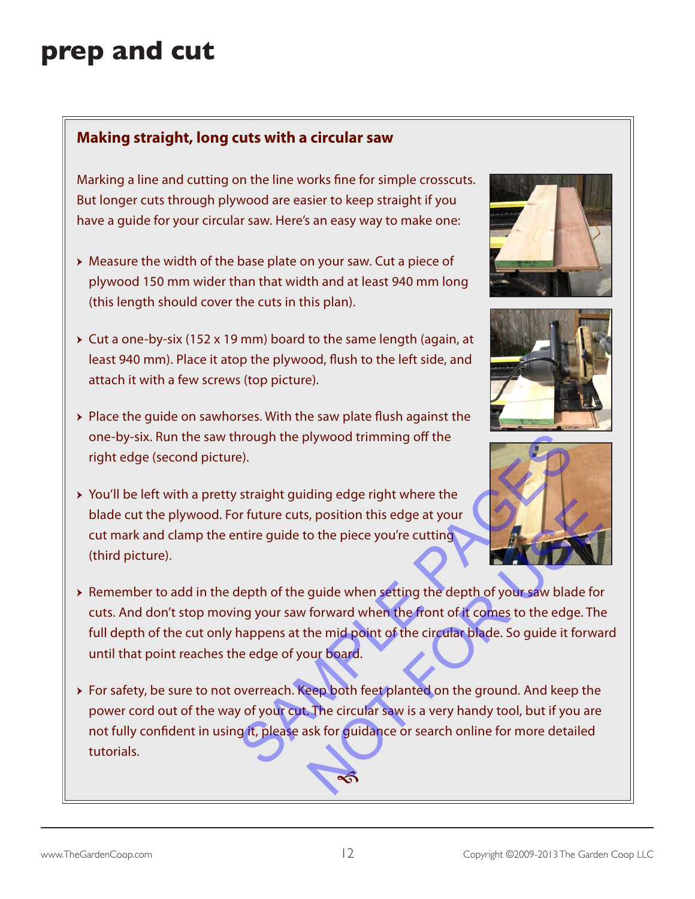# prep and cut

## Making straight, long cuts with a circular saw

Marking a line and cutting on the line works fine for simple crosscuts. But longer cuts through plywood are easier to keep straight if you have a guide for your circular saw. Here's an easy way to make one:

- Measure the width of the base plate on your saw. Cut a piece of plywood 150 mm wider than that width and at least 940 mm long (this length should cover the cuts in this plan).
- Cut a one-by-six (152 x 19 mm) board to the same length (again, at least 940 mm). Place it atop the plywood, flush to the left side, and attach it with a few screws (top picture).
- Place the guide on sawhorses. With the saw plate flush against the one-by-six. Run the saw through the plywood trimming off the right edge (second picture).
- You'll be left with a pretty straight guiding edge right where the blade cut the plywood. For future cuts, position this edge at your cut mark and clamp the entire guide to the piece you're cutting (third picture).
- Remember to add in the depth of the guide when setting the depth of your saw blade for cuts. And don't stop moving your saw forward when the front of it comes to the edge. The full depth of the cut only happens at the mid point of the circular blade. So guide it forward until that point reaches the edge of your board.
- For safety, be sure to not overreach. Keep both feet planted on the ground. And keep the power cord out of the way of your cut. The circular saw is a very handy tool, but if you are not fully confident in using it, please ask for guidance or search online for more detailed tutorials.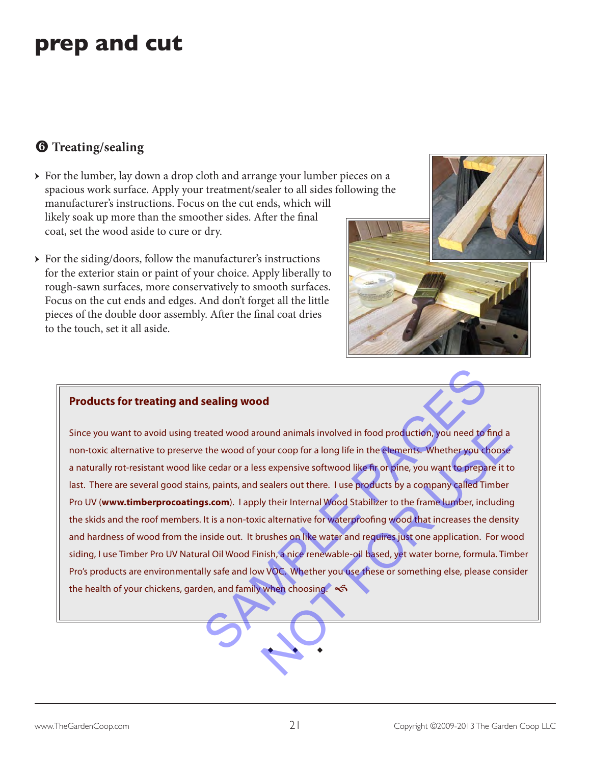# prep and cut

## ❻ Treating/sealing

- For the lumber, lay down a drop cloth and arrange your lumber pieces on a spacious work surface. Apply your treatment/sealer to all sides following the manufacturer's instructions. Focus on the cut ends, which will likely soak up more than the smoother sides. After the final coat, set the wood aside to cure or dry.
- For the siding/doors, follow the manufacturer's instructions for the exterior stain or paint of your choice. Apply liberally to rough-sawn surfaces, more conservatively to smooth surfaces. Focus on the cut ends and edges. And don't forget all the little pieces of the double door assembly. After the final coat dries to the touch, set it all aside.

### Products for treating and sealing wood

Since you want to avoid using treated wood around animals involved in food production, you need to find a non-toxic alternative to preserve the wood of your coop for a long life in the elements. Whether you choose a naturally rot-resistant wood like cedar or a less expensive softwood like fir or pine, you want to prepare it to last. There are several good stains, paints, and sealers out there. I use products by a company called Timber Pro UV (**www.timberprocoatings.com**). I apply their Internal Wood Stabilizer to the frame lumber, including the skids and the roof members. It is a non-toxic alternative for waterproofing wood that increases the density and hardness of wood from the inside out. It brushes on like water and requires just one application. For wood siding, I use Timber Pro UV Natural Oil Wood Finish, a nice renewable-oil based, yet water borne, formula. Timber Pro's products are environmentally safe and low VOC. Whether you use these or something else, please consider the health of your chickens, garden, and family when choosing.

◆ ◆ ◆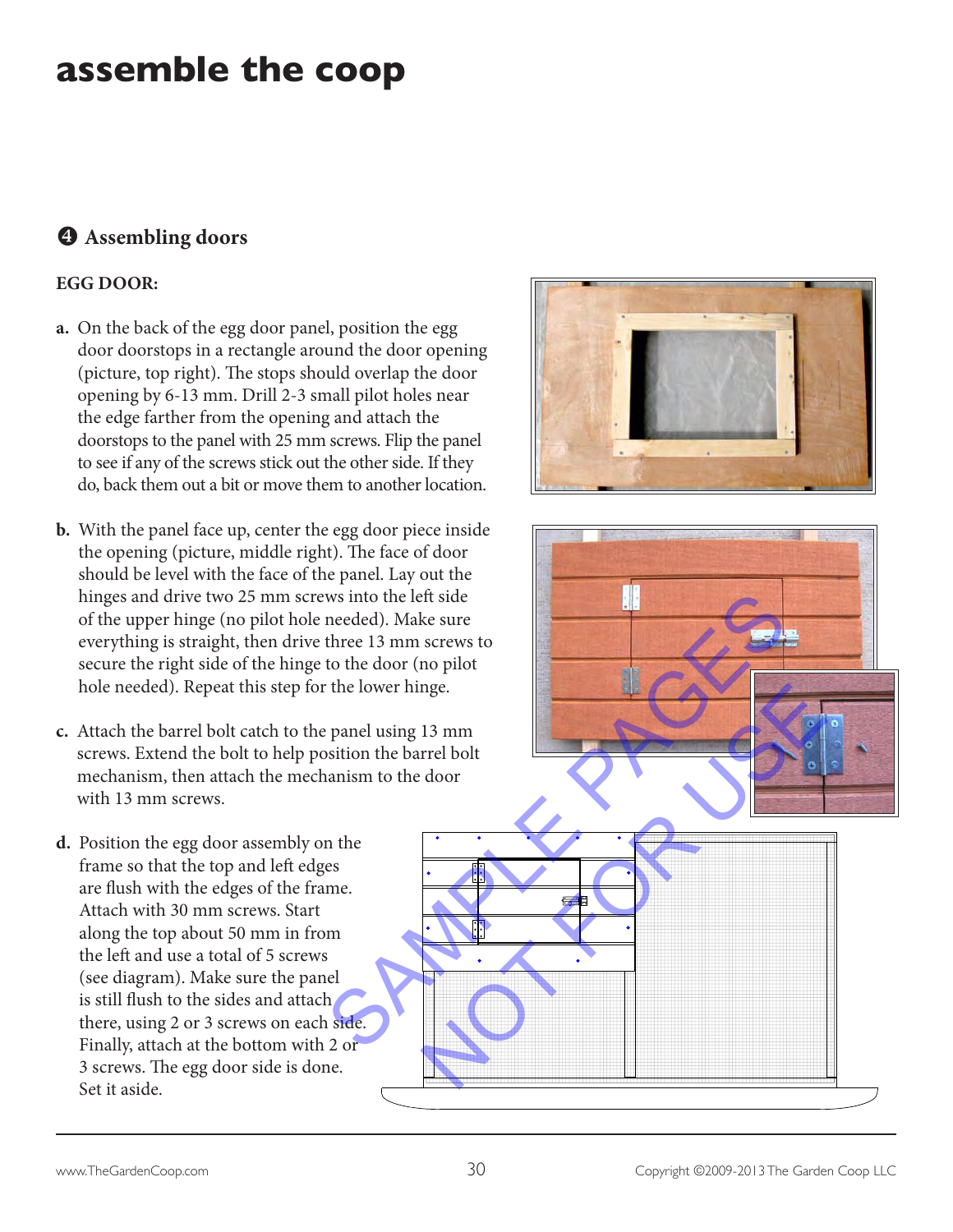# assemble the coop

## ❹ Assembling doors

**EGG DOOR:**

**a.** On the back of the egg door panel, position the egg door doorstops in a rectangle around the door opening (picture, top right). The stops should overlap the door opening by 6-13 mm. Drill 2-3 small pilot holes near the edge farther from the opening and attach the doorstops to the panel with 25 mm screws. Flip the panel to see if any of the screws stick out the other side. If they do, back them out a bit or move them to another location.

**b.** With the panel face up, center the egg door piece inside the opening (picture, middle right). The face of door should be level with the face of the panel. Lay out the hinges and drive two 25 mm screws into the left side of the upper hinge (no pilot hole needed). Make sure everything is straight, then drive three 13 mm screws to secure the right side of the hinge to the door (no pilot hole needed). Repeat this step for the lower hinge.

**c.** Attach the barrel bolt catch to the panel using 13 mm screws. Extend the bolt to help position the barrel bolt mechanism, then attach the mechanism to the door with 13 mm screws.

**d.** Position the egg door assembly on the frame so that the top and left edges are flush with the edges of the frame. Attach with 30 mm screws. Start along the top about 50 mm in from the left and use a total of 5 screws (see diagram). Make sure the panel is still flush to the sides and attach there, using 2 or 3 screws on each side. Finally, attach at the bottom with 2 or 3 screws. The egg door side is done. Set it aside.